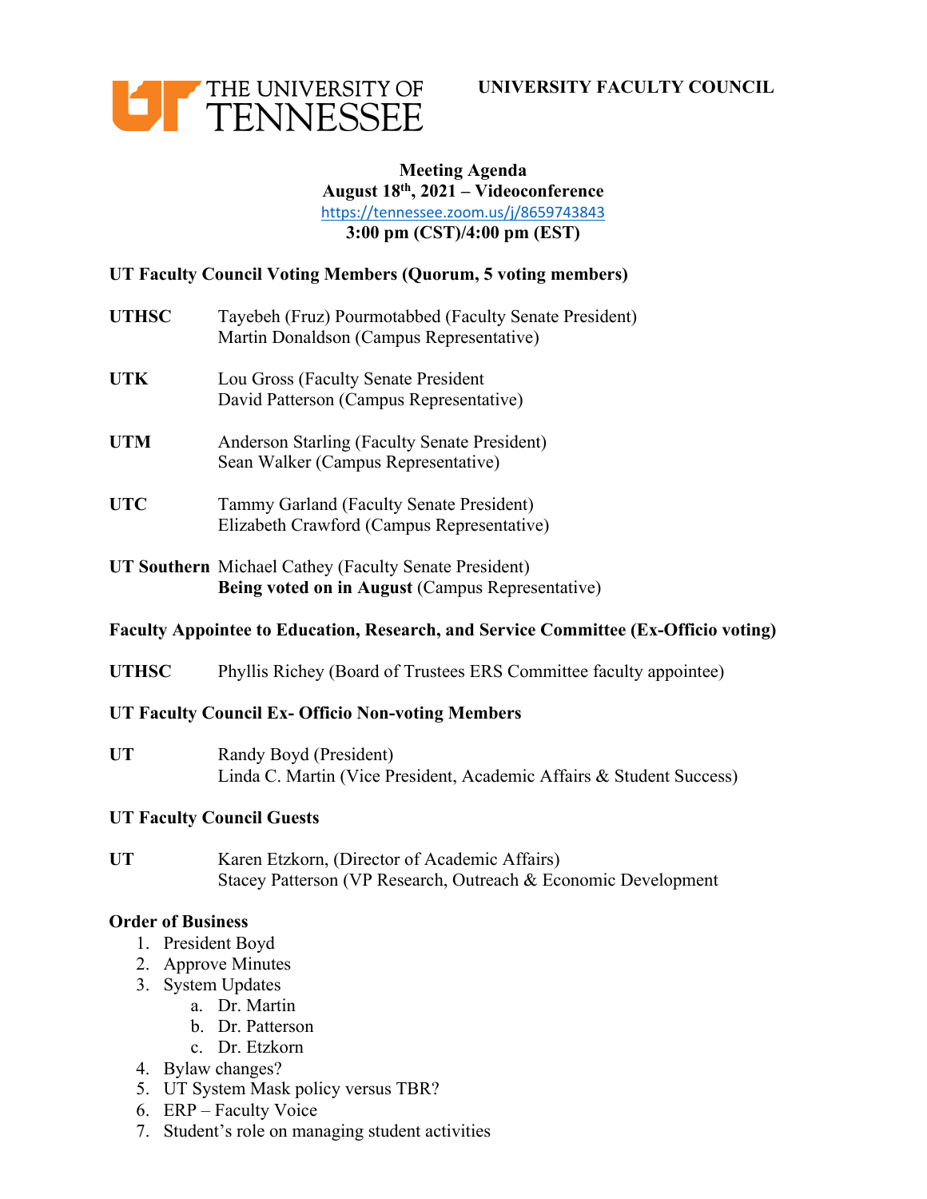THE UNIVERSITY OF TENNESSEE

**UNIVERSITY FACULTY COUNCIL**

**Meeting Agenda**
**August 18th, 2021 – Videoconference**
https://tennessee.zoom.us/j/8659743843
**3:00 pm (CST)/4:00 pm (EST)**

**UT Faculty Council Voting Members (Quorum, 5 voting members)**

**UTHSC** Tayebeh (Fruz) Pourmotabbed (Faculty Senate President)
Martin Donaldson (Campus Representative)

**UTK** Lou Gross (Faculty Senate President
David Patterson (Campus Representative)

**UTM** Anderson Starling (Faculty Senate President)
Sean Walker (Campus Representative)

**UTC** Tammy Garland (Faculty Senate President)
Elizabeth Crawford (Campus Representative)

**UT Southern** Michael Cathey (Faculty Senate President)
**Being voted on in August** (Campus Representative)

**Faculty Appointee to Education, Research, and Service Committee (Ex-Officio voting)**

**UTHSC** Phyllis Richey (Board of Trustees ERS Committee faculty appointee)

**UT Faculty Council Ex- Officio Non-voting Members**

**UT** Randy Boyd (President)
Linda C. Martin (Vice President, Academic Affairs & Student Success)

**UT Faculty Council Guests**

**UT** Karen Etzkorn, (Director of Academic Affairs)
Stacey Patterson (VP Research, Outreach & Economic Development

**Order of Business**

1. President Boyd
2. Approve Minutes
3. System Updates
   a. Dr. Martin
   b. Dr. Patterson
   c. Dr. Etzkorn
4. Bylaw changes?
5. UT System Mask policy versus TBR?
6. ERP – Faculty Voice
7. Student's role on managing student activities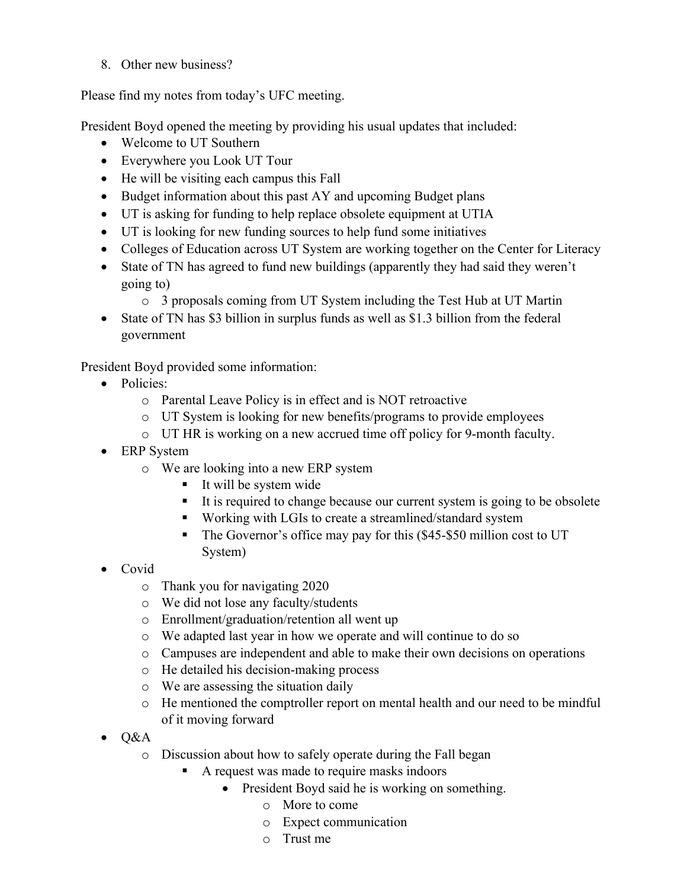8. Other new business?

Please find my notes from today's UFC meeting.

President Boyd opened the meeting by providing his usual updates that included:

- Welcome to UT Southern
- Everywhere you Look UT Tour
- He will be visiting each campus this Fall
- Budget information about this past AY and upcoming Budget plans
- UT is asking for funding to help replace obsolete equipment at UTIA
- UT is looking for new funding sources to help fund some initiatives
- Colleges of Education across UT System are working together on the Center for Literacy
- State of TN has agreed to fund new buildings (apparently they had said they weren't going to)
    - 3 proposals coming from UT System including the Test Hub at UT Martin
- State of TN has $3 billion in surplus funds as well as $1.3 billion from the federal government

President Boyd provided some information:

- Policies:
    - Parental Leave Policy is in effect and is NOT retroactive
    - UT System is looking for new benefits/programs to provide employees
    - UT HR is working on a new accrued time off policy for 9-month faculty.
- ERP System
    - We are looking into a new ERP system
        - It will be system wide
        - It is required to change because our current system is going to be obsolete
        - Working with LGIs to create a streamlined/standard system
        - The Governor's office may pay for this ($45-$50 million cost to UT System)
- Covid
    - Thank you for navigating 2020
    - We did not lose any faculty/students
    - Enrollment/graduation/retention all went up
    - We adapted last year in how we operate and will continue to do so
    - Campuses are independent and able to make their own decisions on operations
    - He detailed his decision-making process
    - We are assessing the situation daily
    - He mentioned the comptroller report on mental health and our need to be mindful of it moving forward
- Q&A
    - Discussion about how to safely operate during the Fall began
        - A request was made to require masks indoors
            - President Boyd said he is working on something.
                - More to come
                - Expect communication
                - Trust me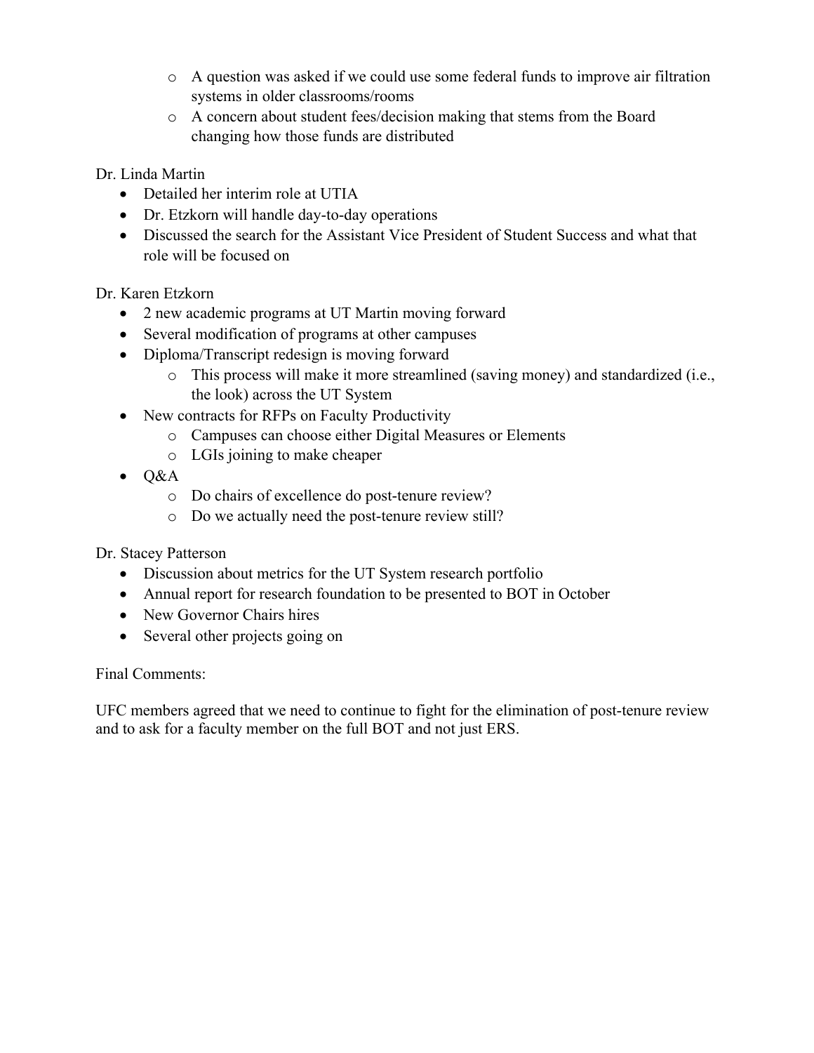- A question was asked if we could use some federal funds to improve air filtration systems in older classrooms/rooms
    - A concern about student fees/decision making that stems from the Board changing how those funds are distributed

Dr. Linda Martin

- Detailed her interim role at UTIA
- Dr. Etzkorn will handle day-to-day operations
- Discussed the search for the Assistant Vice President of Student Success and what that role will be focused on

Dr. Karen Etzkorn

- 2 new academic programs at UT Martin moving forward
- Several modification of programs at other campuses
- Diploma/Transcript redesign is moving forward
    - This process will make it more streamlined (saving money) and standardized (i.e., the look) across the UT System
- New contracts for RFPs on Faculty Productivity
    - Campuses can choose either Digital Measures or Elements
    - LGIs joining to make cheaper
- Q&A
    - Do chairs of excellence do post-tenure review?
    - Do we actually need the post-tenure review still?

Dr. Stacey Patterson

- Discussion about metrics for the UT System research portfolio
- Annual report for research foundation to be presented to BOT in October
- New Governor Chairs hires
- Several other projects going on

Final Comments:

UFC members agreed that we need to continue to fight for the elimination of post-tenure review and to ask for a faculty member on the full BOT and not just ERS.